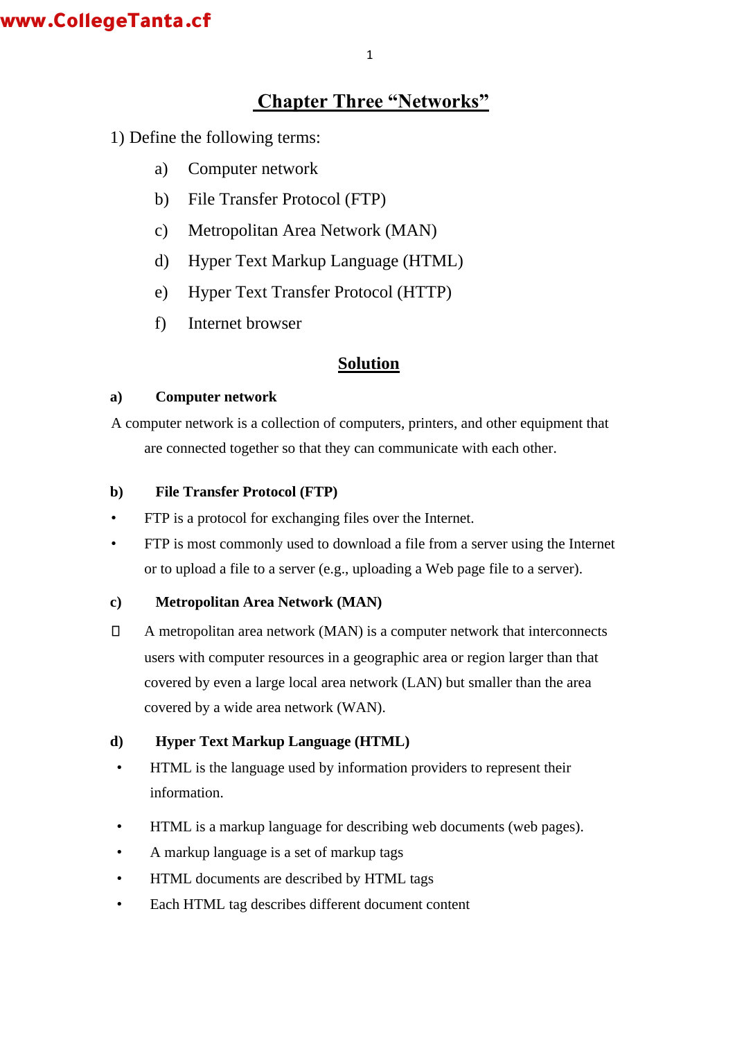# Chapter Three "Networks"

1) Define the following terms:

a) Computer network

b) File Transfer Protocol (FTP)

c) Metropolitan Area Network (MAN)

d) Hyper Text Markup Language (HTML)

e) Hyper Text Transfer Protocol (HTTP)

f) Internet browser

## Solution

**a) Computer network**

A computer network is a collection of computers, printers, and other equipment that are connected together so that they can communicate with each other.

**b) File Transfer Protocol (FTP)**

- FTP is a protocol for exchanging files over the Internet.
- FTP is most commonly used to download a file from a server using the Internet or to upload a file to a server (e.g., uploading a Web page file to a server).

**c) Metropolitan Area Network (MAN)**

- A metropolitan area network (MAN) is a computer network that interconnects users with computer resources in a geographic area or region larger than that covered by even a large local area network (LAN) but smaller than the area covered by a wide area network (WAN).

**d) Hyper Text Markup Language (HTML)**

- HTML is the language used by information providers to represent their information.
- HTML is a markup language for describing web documents (web pages).
- A markup language is a set of markup tags
- HTML documents are described by HTML tags
- Each HTML tag describes different document content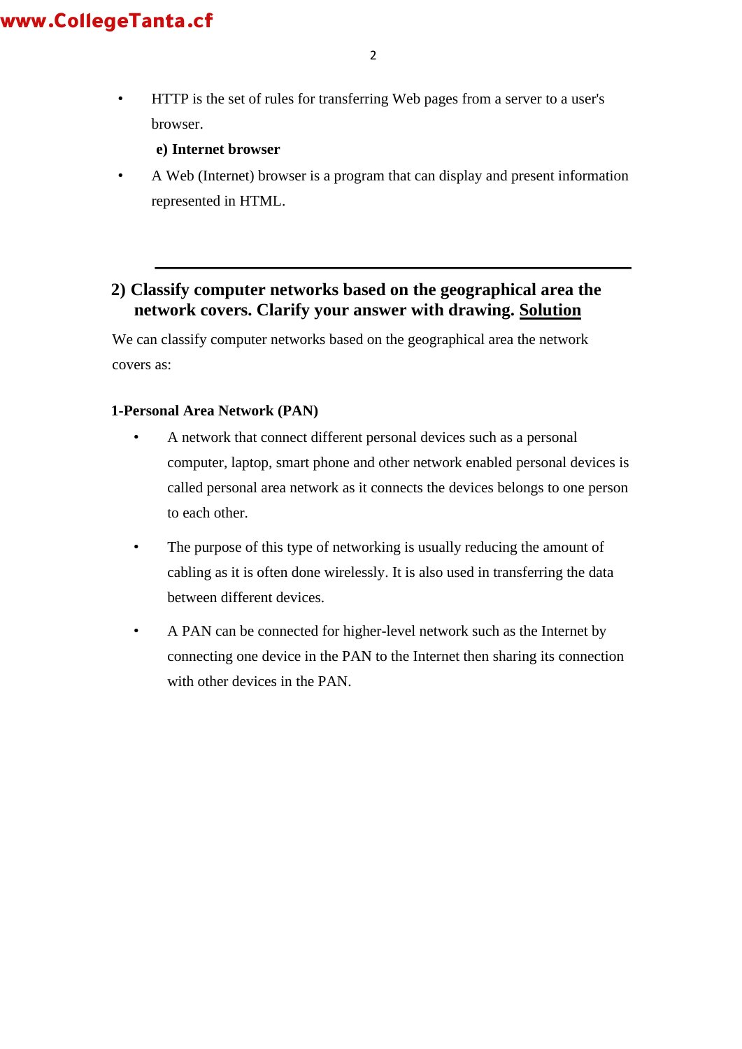- HTTP is the set of rules for transferring Web pages from a server to a user's browser.

**e) Internet browser**

- A Web (Internet) browser is a program that can display and present information represented in HTML.

---

## 2) Classify computer networks based on the geographical area the network covers. Clarify your answer with drawing. <u>Solution</u>

We can classify computer networks based on the geographical area the network covers as:

**1-Personal Area Network (PAN)**

- A network that connect different personal devices such as a personal computer, laptop, smart phone and other network enabled personal devices is called personal area network as it connects the devices belongs to one person to each other.
- The purpose of this type of networking is usually reducing the amount of cabling as it is often done wirelessly. It is also used in transferring the data between different devices.
- A PAN can be connected for higher-level network such as the Internet by connecting one device in the PAN to the Internet then sharing its connection with other devices in the PAN.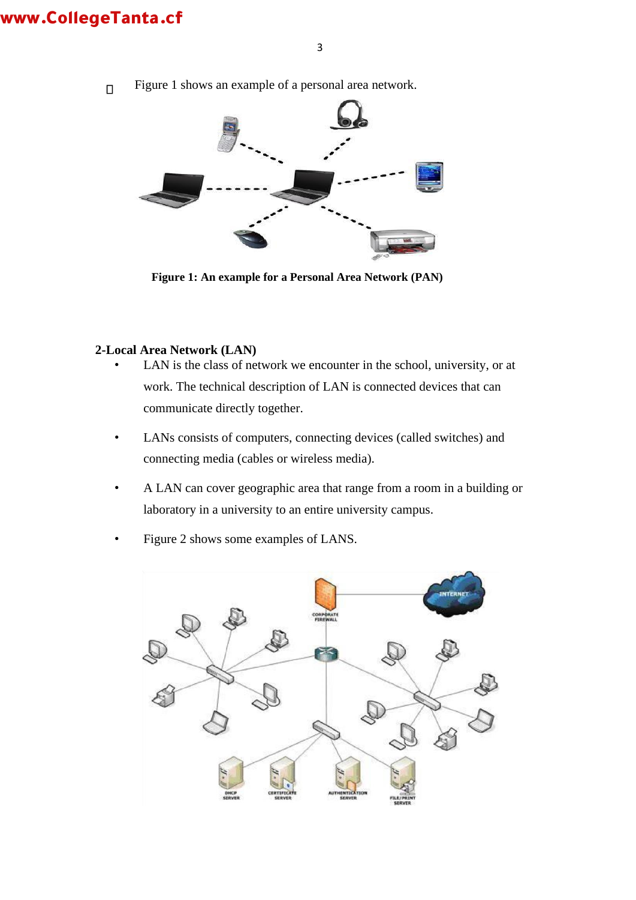- Figure 1 shows an example of a personal area network.

**Figure 1: An example for a Personal Area Network (PAN)**

## 2-Local Area Network (LAN)

- LAN is the class of network we encounter in the school, university, or at work. The technical description of LAN is connected devices that can communicate directly together.
- LANs consists of computers, connecting devices (called switches) and connecting media (cables or wireless media).
- A LAN can cover geographic area that range from a room in a building or laboratory in a university to an entire university campus.
- Figure 2 shows some examples of LANS.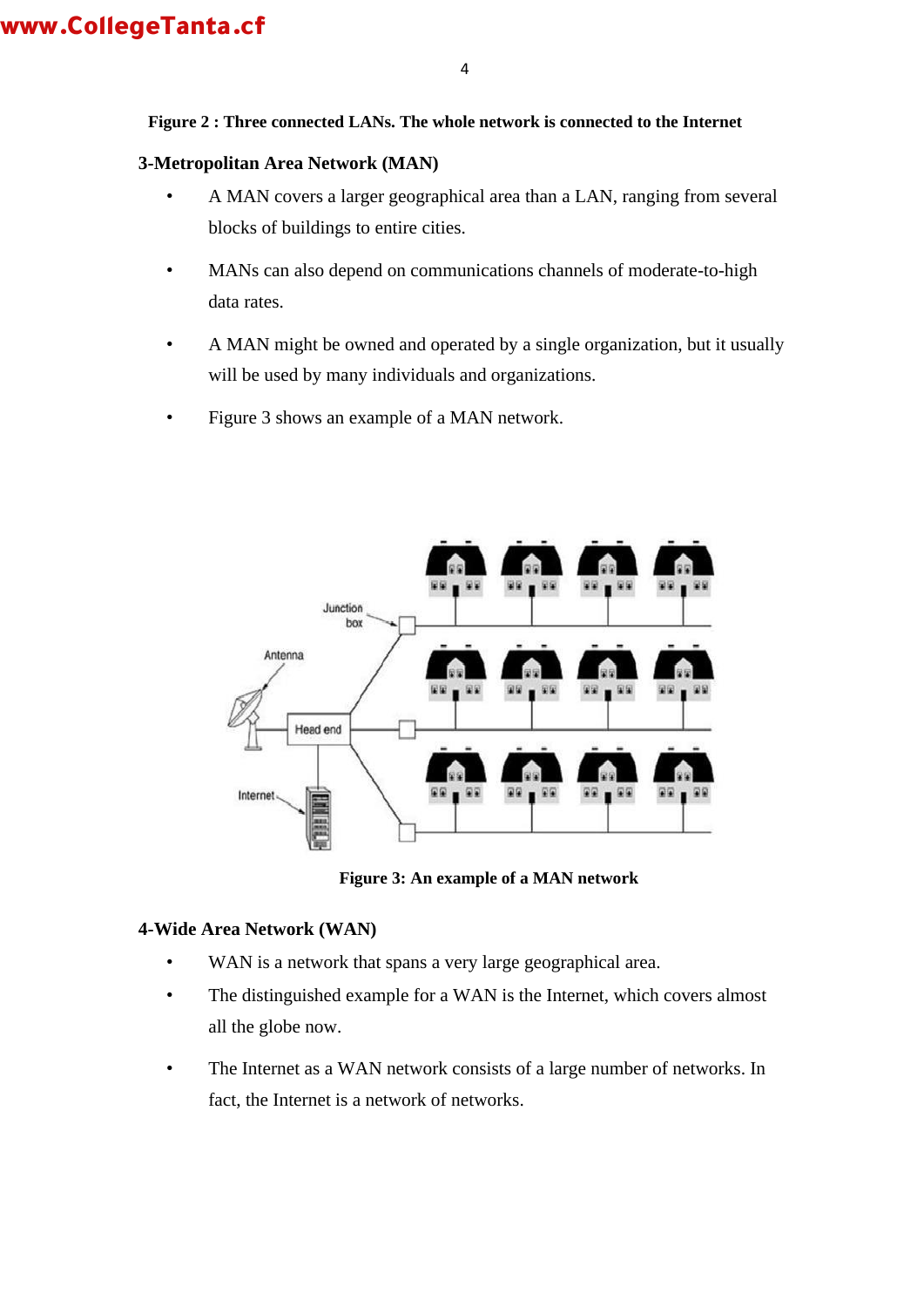**Figure 2 : Three connected LANs. The whole network is connected to the Internet**

### 3-Metropolitan Area Network (MAN)

- A MAN covers a larger geographical area than a LAN, ranging from several blocks of buildings to entire cities.
- MANs can also depend on communications channels of moderate-to-high data rates.
- A MAN might be owned and operated by a single organization, but it usually will be used by many individuals and organizations.
- Figure 3 shows an example of a MAN network.

**Figure 3: An example of a MAN network**

### 4-Wide Area Network (WAN)

- WAN is a network that spans a very large geographical area.
- The distinguished example for a WAN is the Internet, which covers almost all the globe now.
- The Internet as a WAN network consists of a large number of networks. In fact, the Internet is a network of networks.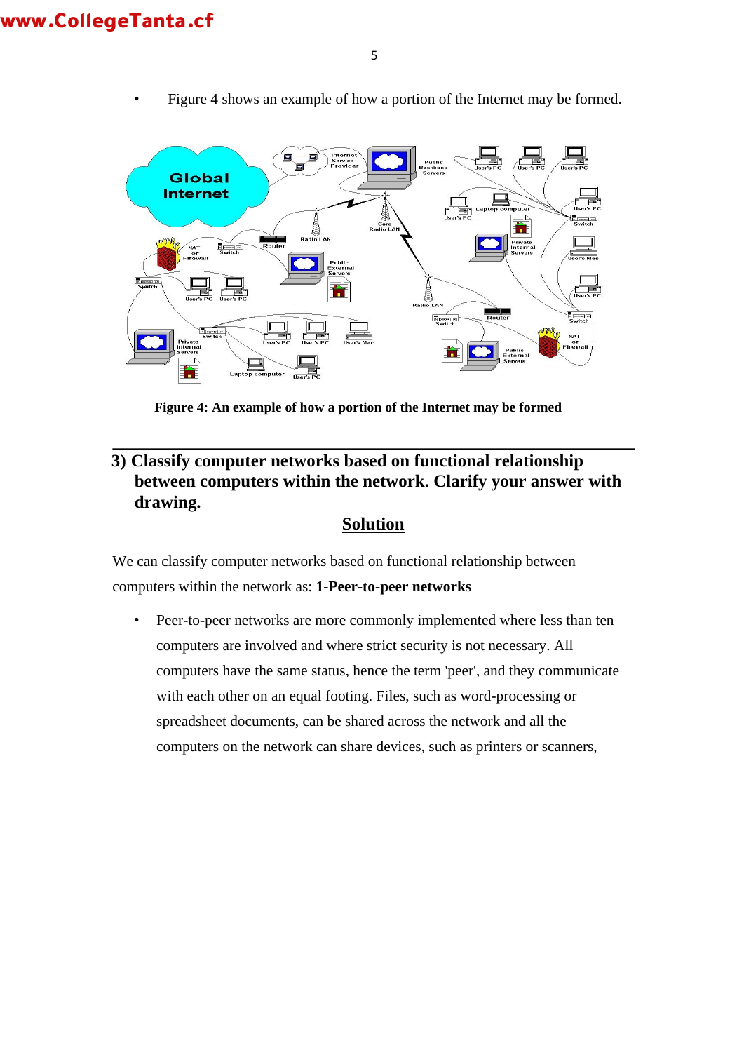- Figure 4 shows an example of how a portion of the Internet may be formed.

**Figure 4: An example of how a portion of the Internet may be formed**

---

## 3) Classify computer networks based on functional relationship between computers within the network. Clarify your answer with drawing.

**Solution**

We can classify computer networks based on functional relationship between computers within the network as: **1-Peer-to-peer networks**

- Peer-to-peer networks are more commonly implemented where less than ten computers are involved and where strict security is not necessary. All computers have the same status, hence the term 'peer', and they communicate with each other on an equal footing. Files, such as word-processing or spreadsheet documents, can be shared across the network and all the computers on the network can share devices, such as printers or scanners,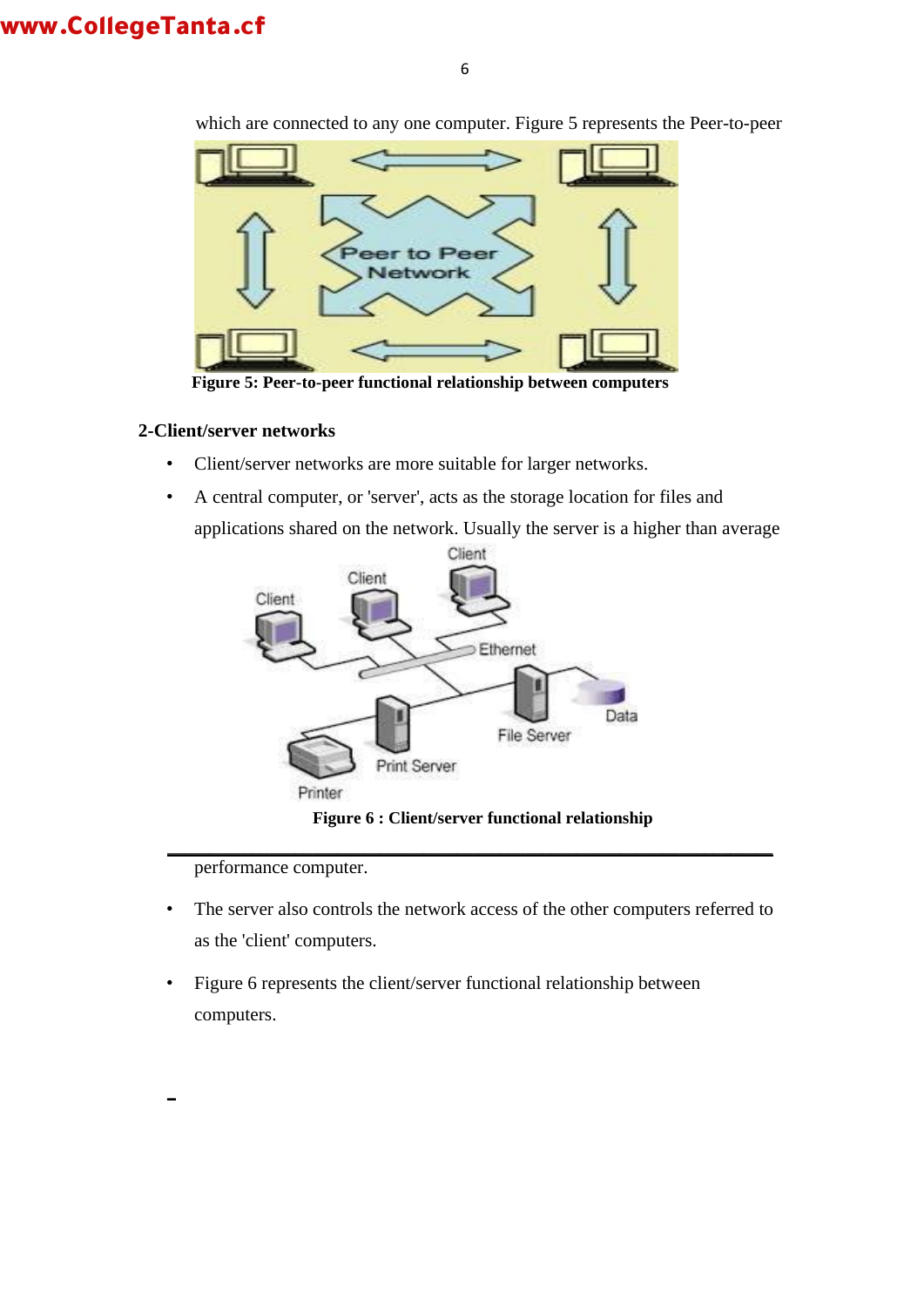which are connected to any one computer. Figure 5 represents the Peer-to-peer

**Figure 5: Peer-to-peer functional relationship between computers**

**2-Client/server networks**

- Client/server networks are more suitable for larger networks.
- A central computer, or 'server', acts as the storage location for files and applications shared on the network. Usually the server is a higher than average

**Figure 6 : Client/server functional relationship**

performance computer.

- The server also controls the network access of the other computers referred to as the 'client' computers.
- Figure 6 represents the client/server functional relationship between computers.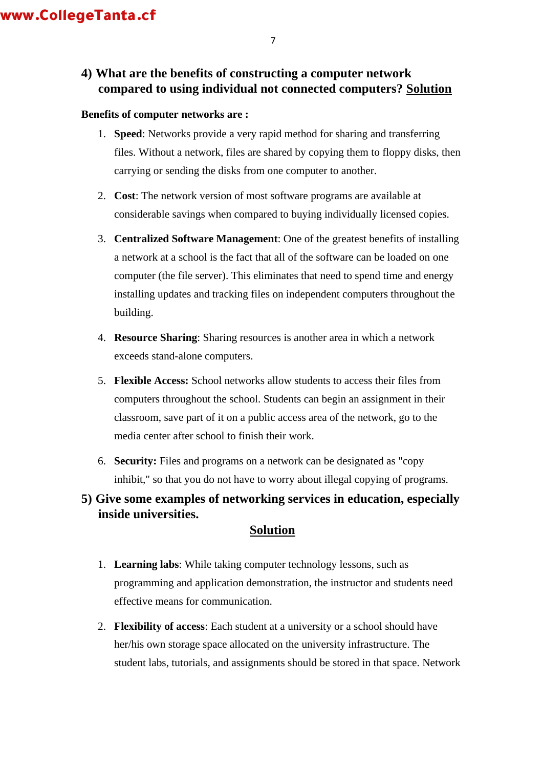### 4) What are the benefits of constructing a computer network compared to using individual not connected computers? <u>Solution</u>

**Benefits of computer networks are :**

1. **Speed**: Networks provide a very rapid method for sharing and transferring files. Without a network, files are shared by copying them to floppy disks, then carrying or sending the disks from one computer to another.

2. **Cost**: The network version of most software programs are available at considerable savings when compared to buying individually licensed copies.

3. **Centralized Software Management**: One of the greatest benefits of installing a network at a school is the fact that all of the software can be loaded on one computer (the file server). This eliminates that need to spend time and energy installing updates and tracking files on independent computers throughout the building.

4. **Resource Sharing**: Sharing resources is another area in which a network exceeds stand-alone computers.

5. **Flexible Access:** School networks allow students to access their files from computers throughout the school. Students can begin an assignment in their classroom, save part of it on a public access area of the network, go to the media center after school to finish their work.

6. **Security:** Files and programs on a network can be designated as "copy inhibit," so that you do not have to worry about illegal copying of programs.

### 5) Give some examples of networking services in education, especially inside universities.

<u>**Solution**</u>

1. **Learning labs**: While taking computer technology lessons, such as programming and application demonstration, the instructor and students need effective means for communication.

2. **Flexibility of access**: Each student at a university or a school should have her/his own storage space allocated on the university infrastructure. The student labs, tutorials, and assignments should be stored in that space. Network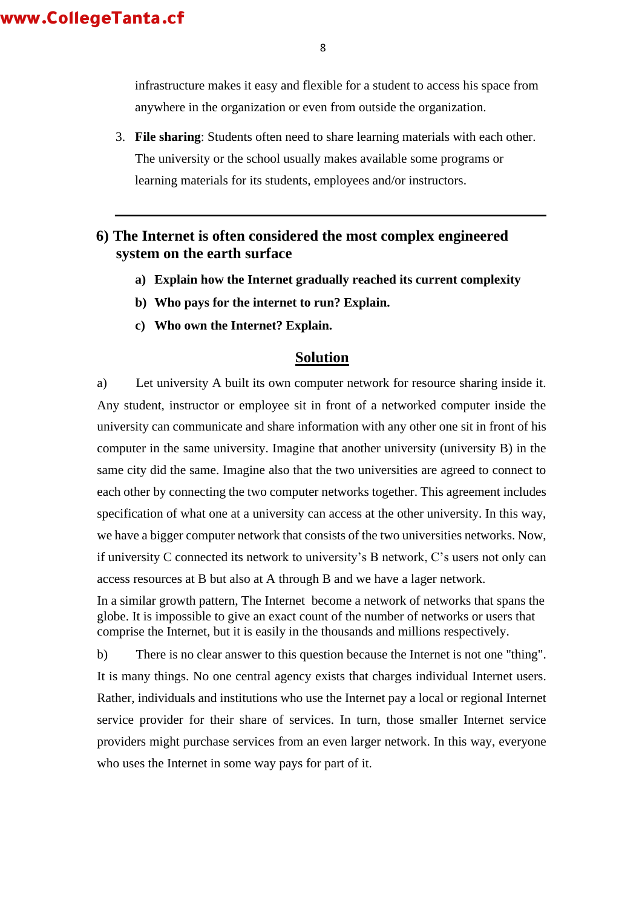infrastructure makes it easy and flexible for a student to access his space from anywhere in the organization or even from outside the organization.

3. **File sharing**: Students often need to share learning materials with each other. The university or the school usually makes available some programs or learning materials for its students, employees and/or instructors.

---

## 6) The Internet is often considered the most complex engineered system on the earth surface

a) **Explain how the Internet gradually reached its current complexity**

b) **Who pays for the internet to run? Explain.**

c) **Who own the Internet? Explain.**

### Solution

a) Let university A built its own computer network for resource sharing inside it. Any student, instructor or employee sit in front of a networked computer inside the university can communicate and share information with any other one sit in front of his computer in the same university. Imagine that another university (university B) in the same city did the same. Imagine also that the two universities are agreed to connect to each other by connecting the two computer networks together. This agreement includes specification of what one at a university can access at the other university. In this way, we have a bigger computer network that consists of the two universities networks. Now, if university C connected its network to university's B network, C's users not only can access resources at B but also at A through B and we have a lager network.

In a similar growth pattern, The Internet become a network of networks that spans the globe. It is impossible to give an exact count of the number of networks or users that comprise the Internet, but it is easily in the thousands and millions respectively.

b) There is no clear answer to this question because the Internet is not one "thing". It is many things. No one central agency exists that charges individual Internet users. Rather, individuals and institutions who use the Internet pay a local or regional Internet service provider for their share of services. In turn, those smaller Internet service providers might purchase services from an even larger network. In this way, everyone who uses the Internet in some way pays for part of it.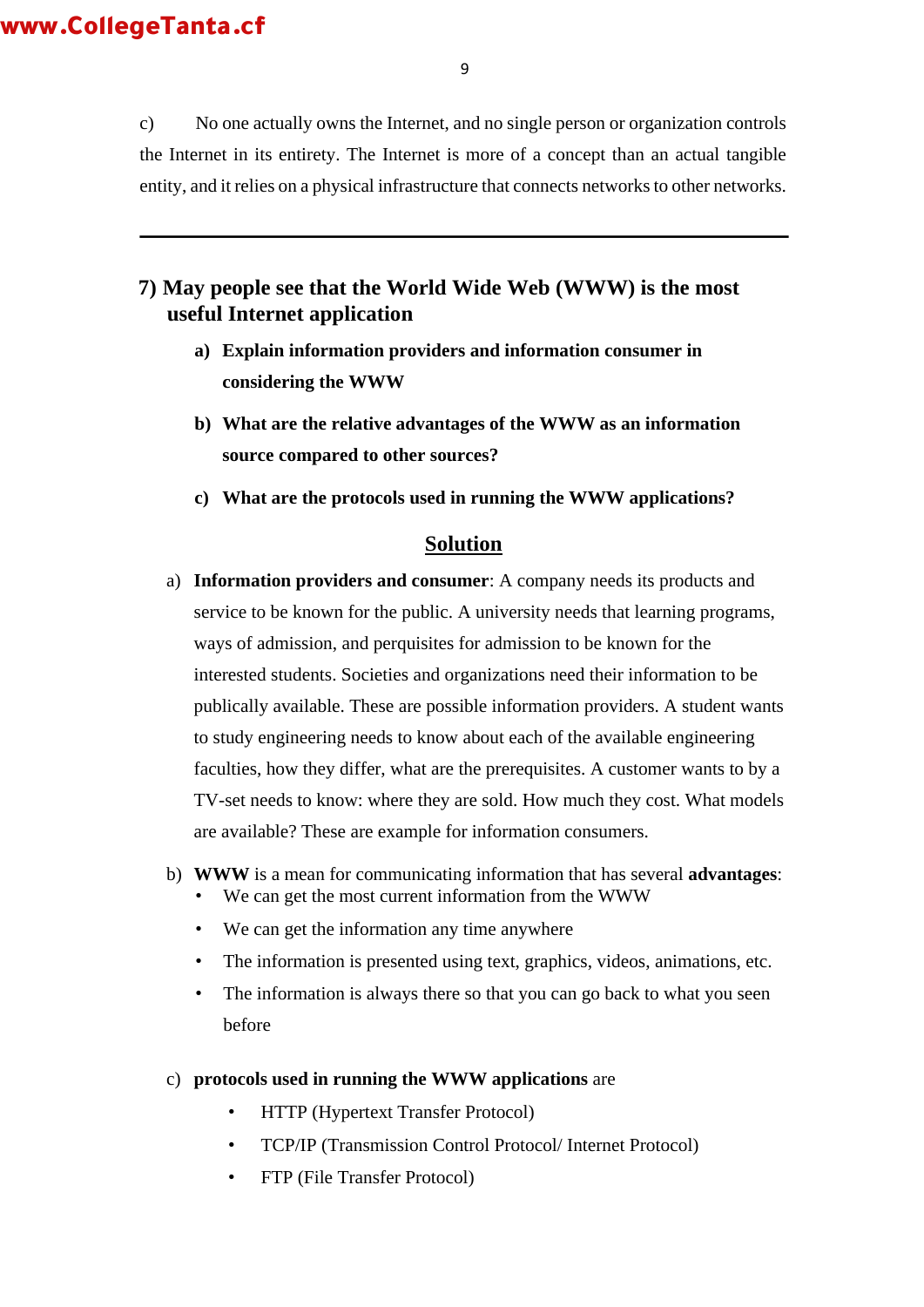c) No one actually owns the Internet, and no single person or organization controls the Internet in its entirety. The Internet is more of a concept than an actual tangible entity, and it relies on a physical infrastructure that connects networks to other networks.

---

## 7) May people see that the World Wide Web (WWW) is the most useful Internet application

**a) Explain information providers and information consumer in considering the WWW**

**b) What are the relative advantages of the WWW as an information source compared to other sources?**

**c) What are the protocols used in running the WWW applications?**

### Solution

a) **Information providers and consumer**: A company needs its products and service to be known for the public. A university needs that learning programs, ways of admission, and perquisites for admission to be known for the interested students. Societies and organizations need their information to be publically available. These are possible information providers. A student wants to study engineering needs to know about each of the available engineering faculties, how they differ, what are the prerequisites. A customer wants to by a TV-set needs to know: where they are sold. How much they cost. What models are available? These are example for information consumers.

b) **WWW** is a mean for communicating information that has several **advantages**:

- We can get the most current information from the WWW
- We can get the information any time anywhere
- The information is presented using text, graphics, videos, animations, etc.
- The information is always there so that you can go back to what you seen before

c) **protocols used in running the WWW applications** are

- HTTP (Hypertext Transfer Protocol)
- TCP/IP (Transmission Control Protocol/ Internet Protocol)
- FTP (File Transfer Protocol)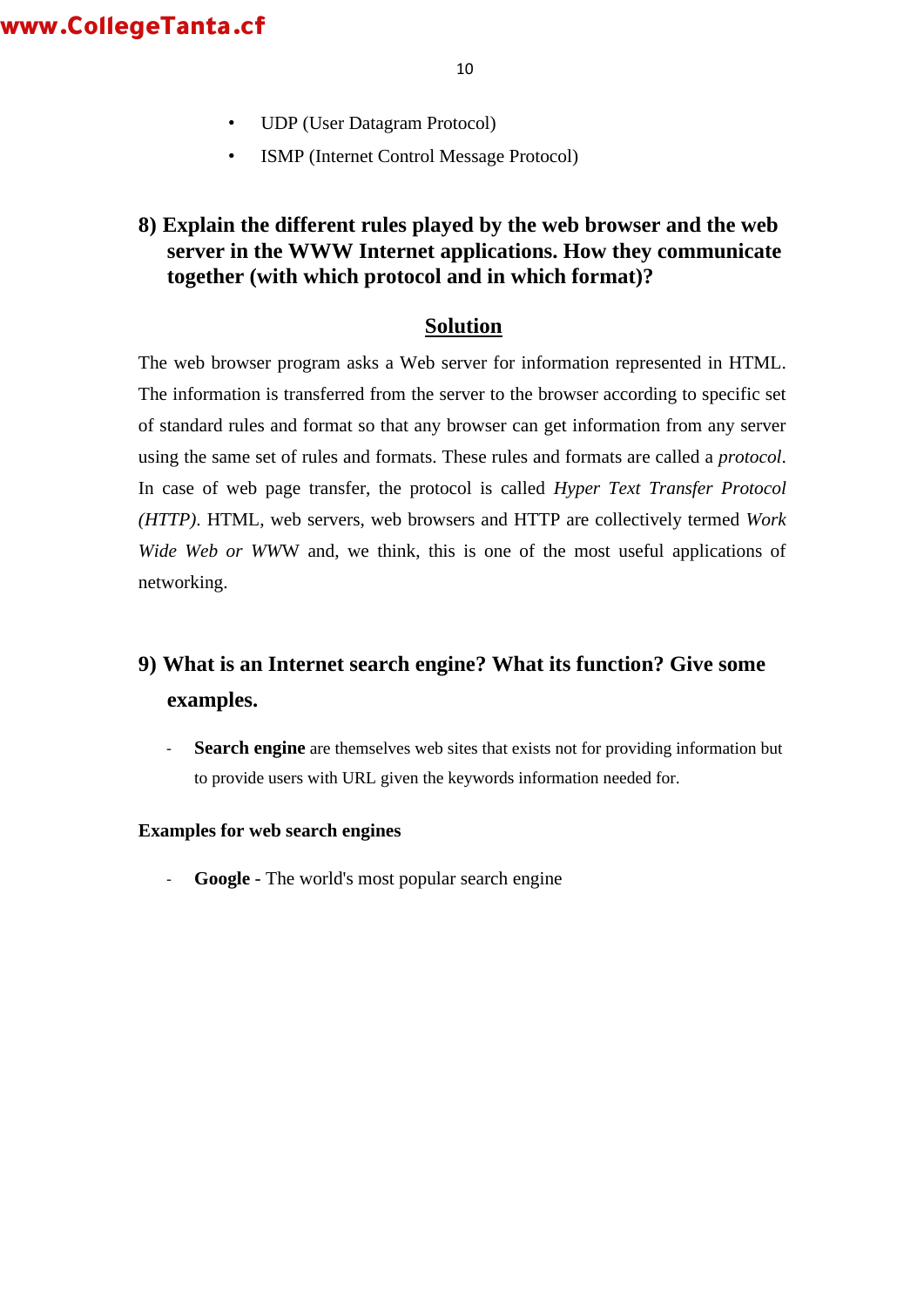- UDP (User Datagram Protocol)
- ISMP (Internet Control Message Protocol)

### 8) Explain the different rules played by the web browser and the web server in the WWW Internet applications. How they communicate together (with which protocol and in which format)?

**Solution**

The web browser program asks a Web server for information represented in HTML. The information is transferred from the server to the browser according to specific set of standard rules and format so that any browser can get information from any server using the same set of rules and formats. These rules and formats are called a *protocol*. In case of web page transfer, the protocol is called *Hyper Text Transfer Protocol (HTTP)*. HTML, web servers, web browsers and HTTP are collectively termed *Work Wide Web or WWW* and, we think, this is one of the most useful applications of networking.

### 9) What is an Internet search engine? What its function? Give some examples.

- **Search engine** are themselves web sites that exists not for providing information but to provide users with URL given the keywords information needed for.

**Examples for web search engines**

- **Google** - The world's most popular search engine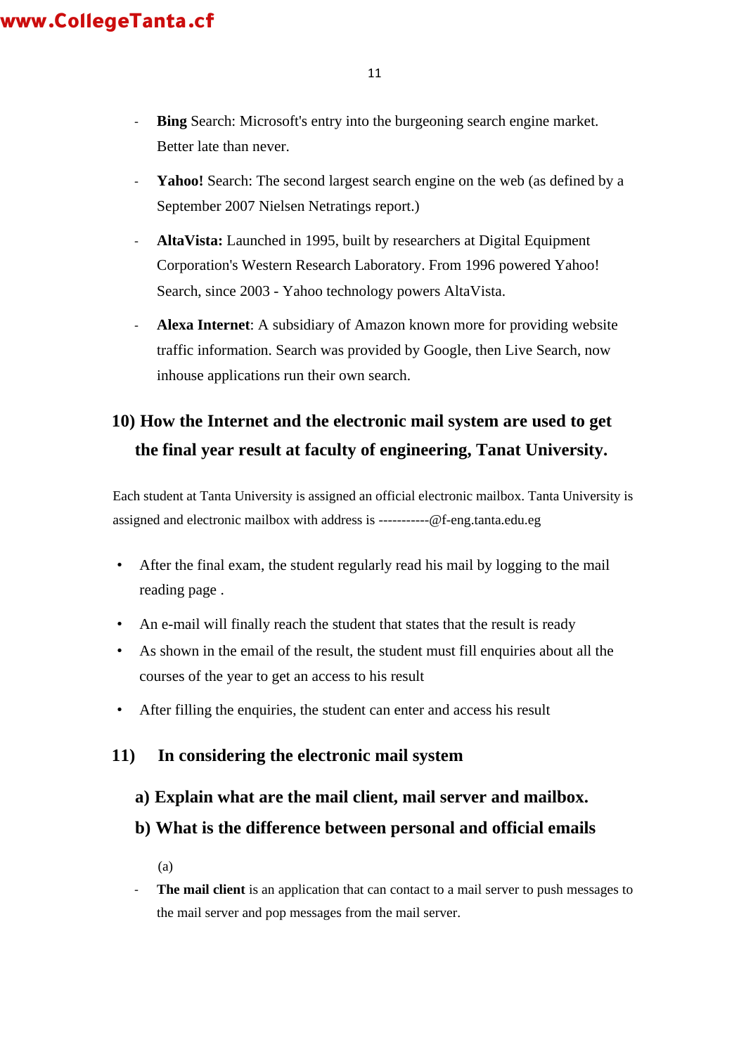- **Bing** Search: Microsoft's entry into the burgeoning search engine market. Better late than never.
- **Yahoo!** Search: The second largest search engine on the web (as defined by a September 2007 Nielsen Netratings report.)
- **AltaVista:** Launched in 1995, built by researchers at Digital Equipment Corporation's Western Research Laboratory. From 1996 powered Yahoo! Search, since 2003 - Yahoo technology powers AltaVista.
- **Alexa Internet**: A subsidiary of Amazon known more for providing website traffic information. Search was provided by Google, then Live Search, now inhouse applications run their own search.

## 10) How the Internet and the electronic mail system are used to get the final year result at faculty of engineering, Tanat University.

Each student at Tanta University is assigned an official electronic mailbox. Tanta University is assigned and electronic mailbox with address is -----------@f-eng.tanta.edu.eg

- After the final exam, the student regularly read his mail by logging to the mail reading page .
- An e-mail will finally reach the student that states that the result is ready
- As shown in the email of the result, the student must fill enquiries about all the courses of the year to get an access to his result
- After filling the enquiries, the student can enter and access his result

## 11) In considering the electronic mail system

### a) Explain what are the mail client, mail server and mailbox.

### b) What is the difference between personal and official emails

(a)

- **The mail client** is an application that can contact to a mail server to push messages to the mail server and pop messages from the mail server.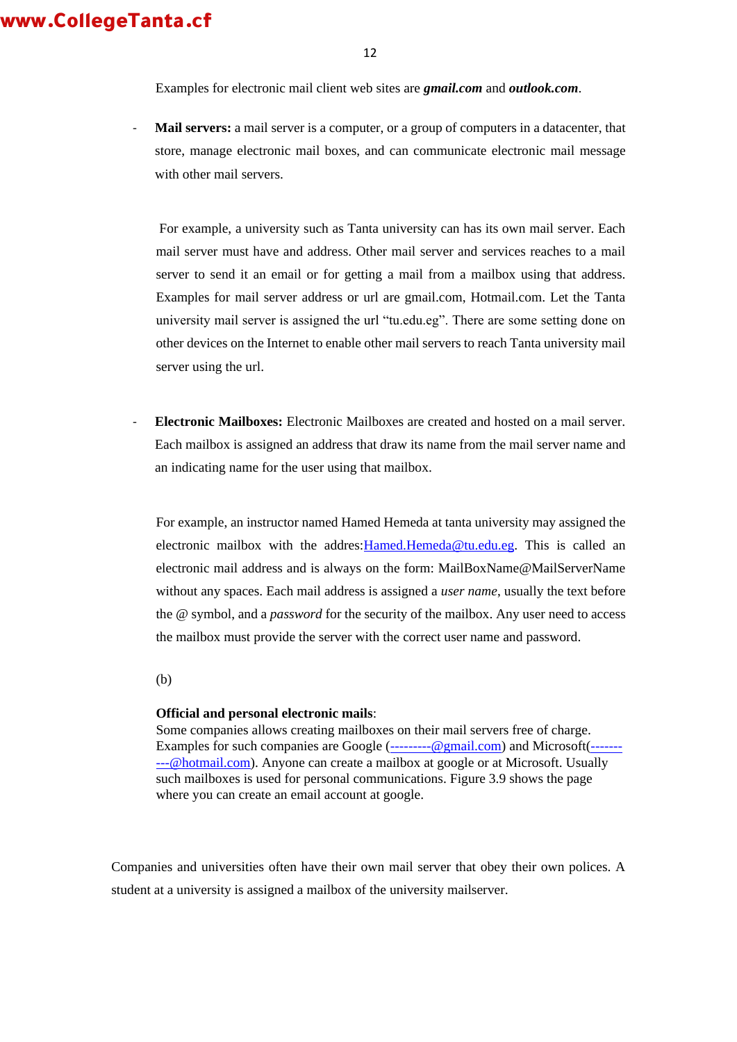Examples for electronic mail client web sites are ***gmail.com*** and ***outlook.com***.

- **Mail servers:** a mail server is a computer, or a group of computers in a datacenter, that store, manage electronic mail boxes, and can communicate electronic mail message with other mail servers.

  For example, a university such as Tanta university can has its own mail server. Each mail server must have and address. Other mail server and services reaches to a mail server to send it an email or for getting a mail from a mailbox using that address. Examples for mail server address or url are gmail.com, Hotmail.com. Let the Tanta university mail server is assigned the url "tu.edu.eg". There are some setting done on other devices on the Internet to enable other mail servers to reach Tanta university mail server using the url.

- **Electronic Mailboxes:** Electronic Mailboxes are created and hosted on a mail server. Each mailbox is assigned an address that draw its name from the mail server name and an indicating name for the user using that mailbox.

  For example, an instructor named Hamed Hemeda at tanta university may assigned the electronic mailbox with the addres:Hamed.Hemeda@tu.edu.eg. This is called an electronic mail address and is always on the form: MailBoxName@MailServerName without any spaces. Each mail address is assigned a *user name*, usually the text before the @ symbol, and a *password* for the security of the mailbox. Any user need to access the mailbox must provide the server with the correct user name and password.

(b)

**Official and personal electronic mails**:
Some companies allows creating mailboxes on their mail servers free of charge. Examples for such companies are Google (---------@gmail.com) and Microsoft(----------@hotmail.com). Anyone can create a mailbox at google or at Microsoft. Usually such mailboxes is used for personal communications. Figure 3.9 shows the page where you can create an email account at google.

Companies and universities often have their own mail server that obey their own polices. A student at a university is assigned a mailbox of the university mailserver.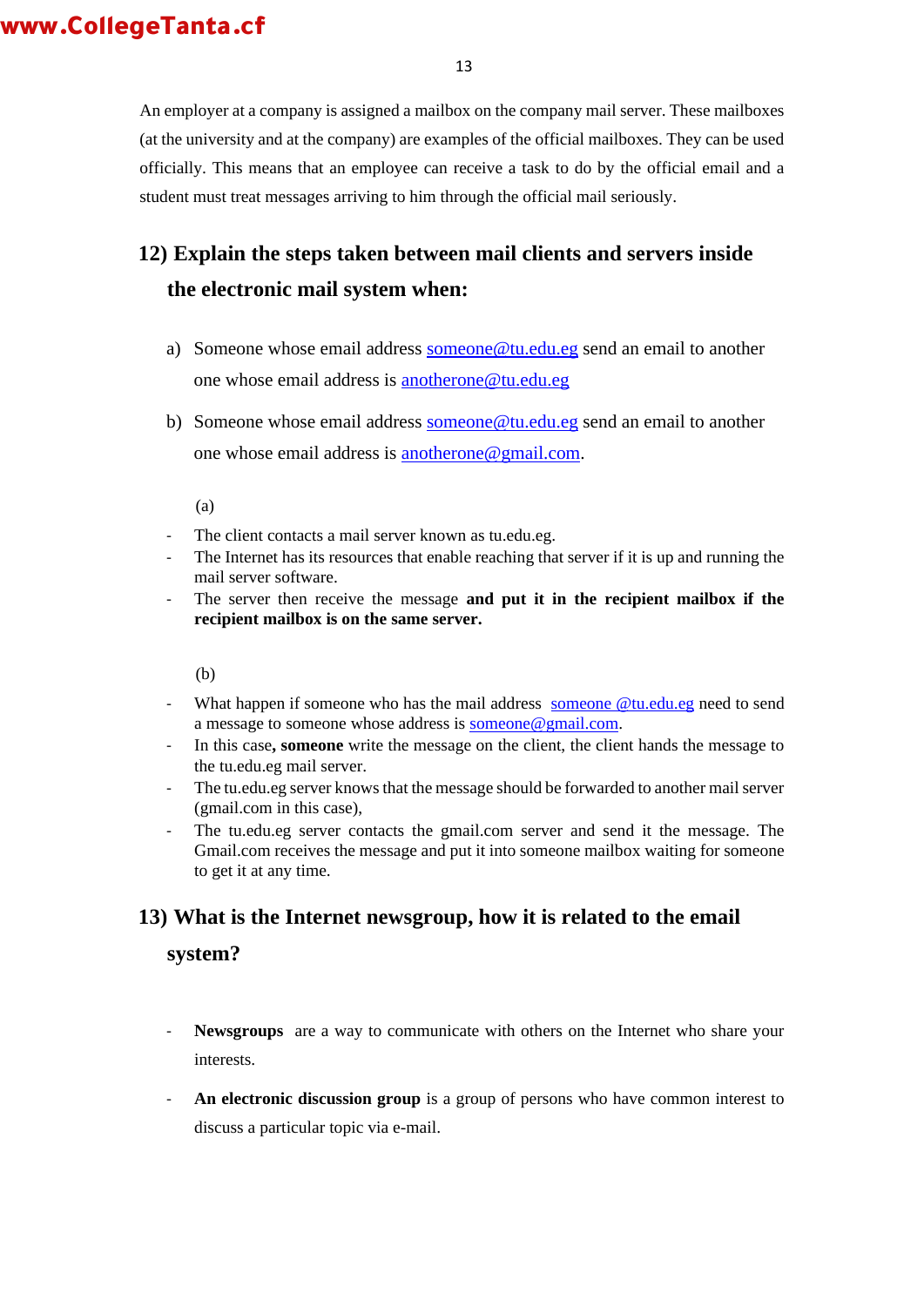An employer at a company is assigned a mailbox on the company mail server. These mailboxes (at the university and at the company) are examples of the official mailboxes. They can be used officially. This means that an employee can receive a task to do by the official email and a student must treat messages arriving to him through the official mail seriously.

## 12) Explain the steps taken between mail clients and servers inside the electronic mail system when:

a) Someone whose email address someone@tu.edu.eg send an email to another one whose email address is anotherone@tu.edu.eg

b) Someone whose email address someone@tu.edu.eg send an email to another one whose email address is anotherone@gmail.com.

(a)

- The client contacts a mail server known as tu.edu.eg.
- The Internet has its resources that enable reaching that server if it is up and running the mail server software.
- The server then receive the message **and put it in the recipient mailbox if the recipient mailbox is on the same server.**

(b)

- What happen if someone who has the mail address someone @tu.edu.eg need to send a message to someone whose address is someone@gmail.com.
- In this case**, someone** write the message on the client, the client hands the message to the tu.edu.eg mail server.
- The tu.edu.eg server knows that the message should be forwarded to another mail server (gmail.com in this case),
- The tu.edu.eg server contacts the gmail.com server and send it the message. The Gmail.com receives the message and put it into someone mailbox waiting for someone to get it at any time.

## 13) What is the Internet newsgroup, how it is related to the email system?

- **Newsgroups** are a way to communicate with others on the Internet who share your interests.
- **An electronic discussion group** is a group of persons who have common interest to discuss a particular topic via e-mail.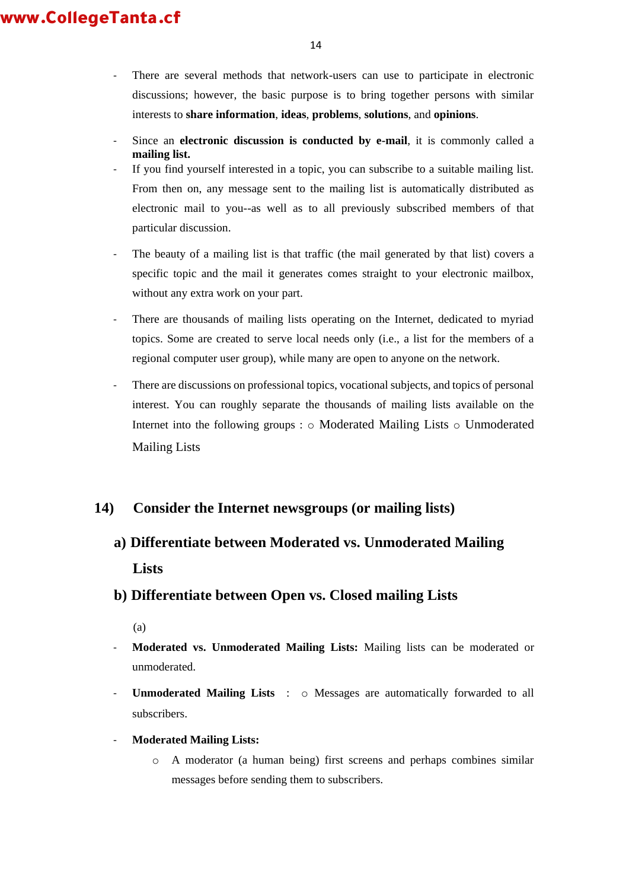- There are several methods that network-users can use to participate in electronic discussions; however, the basic purpose is to bring together persons with similar interests to **share information**, **ideas**, **problems**, **solutions**, and **opinions**.
- Since an **electronic discussion is conducted by e-mail**, it is commonly called a **mailing list.**
- If you find yourself interested in a topic, you can subscribe to a suitable mailing list. From then on, any message sent to the mailing list is automatically distributed as electronic mail to you--as well as to all previously subscribed members of that particular discussion.
- The beauty of a mailing list is that traffic (the mail generated by that list) covers a specific topic and the mail it generates comes straight to your electronic mailbox, without any extra work on your part.
- There are thousands of mailing lists operating on the Internet, dedicated to myriad topics. Some are created to serve local needs only (i.e., a list for the members of a regional computer user group), while many are open to anyone on the network.
- There are discussions on professional topics, vocational subjects, and topics of personal interest. You can roughly separate the thousands of mailing lists available on the Internet into the following groups : ○ Moderated Mailing Lists ○ Unmoderated Mailing Lists

## 14) Consider the Internet newsgroups (or mailing lists)

### a) Differentiate between Moderated vs. Unmoderated Mailing Lists

### b) Differentiate between Open vs. Closed mailing Lists

(a)

- **Moderated vs. Unmoderated Mailing Lists:** Mailing lists can be moderated or unmoderated.
- **Unmoderated Mailing Lists** : ○ Messages are automatically forwarded to all subscribers.
- **Moderated Mailing Lists:**
  - A moderator (a human being) first screens and perhaps combines similar messages before sending them to subscribers.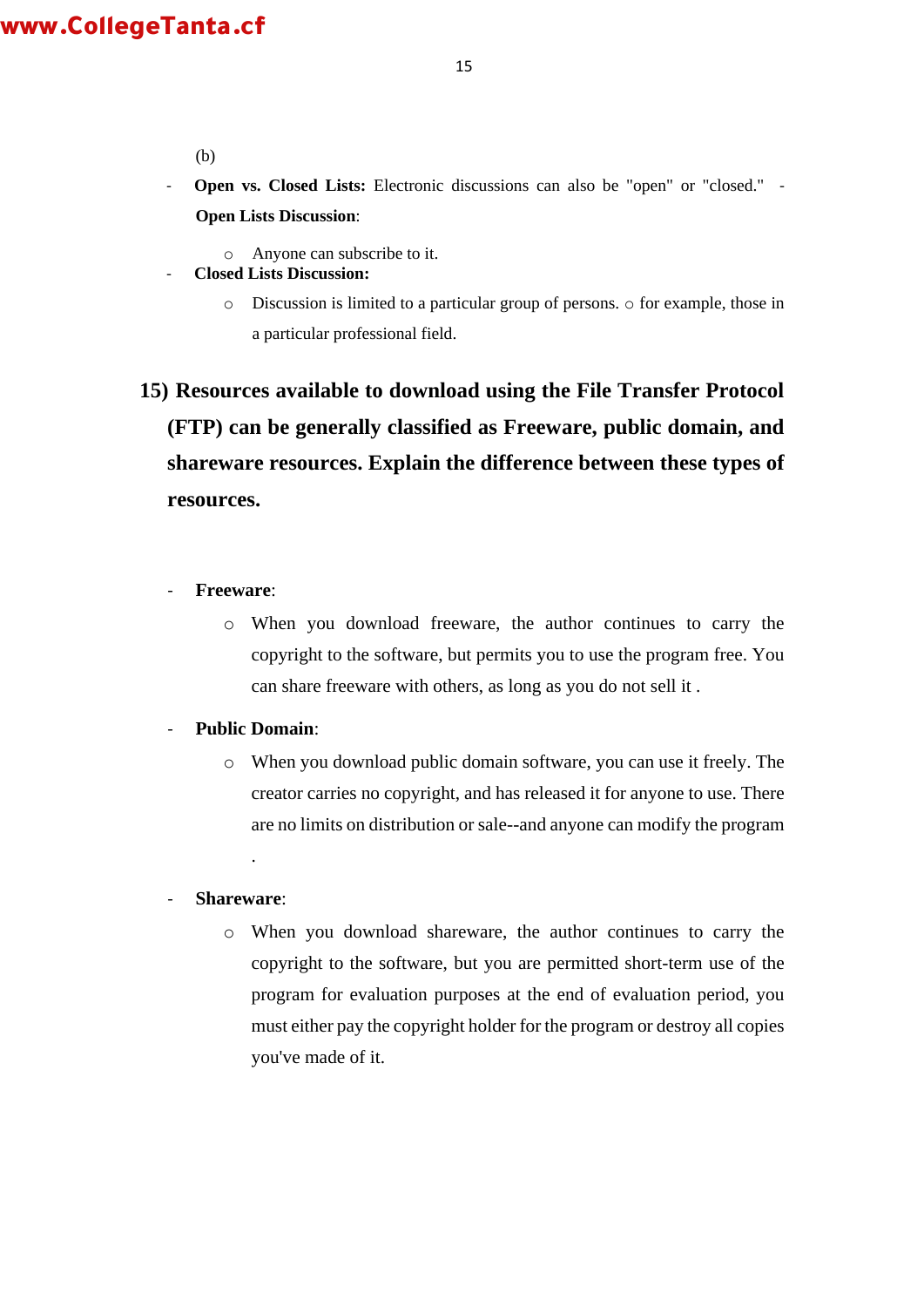(b)

- **Open vs. Closed Lists:** Electronic discussions can also be "open" or "closed." - **Open Lists Discussion**:
    - Anyone can subscribe to it.
- **Closed Lists Discussion:**
    - Discussion is limited to a particular group of persons. ○ for example, those in a particular professional field.

## 15) Resources available to download using the File Transfer Protocol (FTP) can be generally classified as Freeware, public domain, and shareware resources. Explain the difference between these types of resources.

- **Freeware**:
    - When you download freeware, the author continues to carry the copyright to the software, but permits you to use the program free. You can share freeware with others, as long as you do not sell it .
- **Public Domain**:
    - When you download public domain software, you can use it freely. The creator carries no copyright, and has released it for anyone to use. There are no limits on distribution or sale--and anyone can modify the program .
- **Shareware**:
    - When you download shareware, the author continues to carry the copyright to the software, but you are permitted short-term use of the program for evaluation purposes at the end of evaluation period, you must either pay the copyright holder for the program or destroy all copies you've made of it.